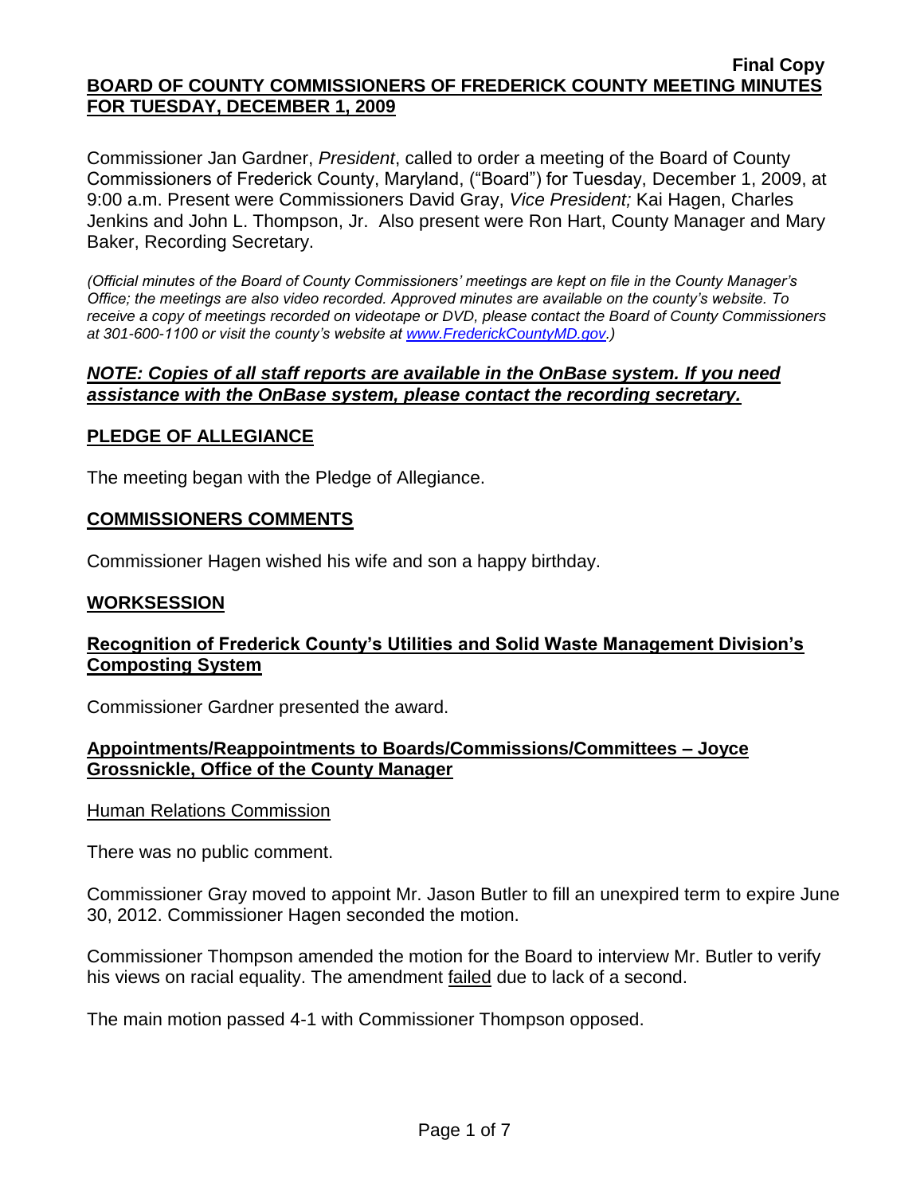**Final Copy**

**BOARD OF COUNTY COMMISSIONERS OF FREDERICK COUNTY MEETING MINUTES FOR TUESDAY, DECEMBER 1, 2009**

Commissioner Jan Gardner, *President*, called to order a meeting of the Board of County Commissioners of Frederick County, Maryland, ("Board") for Tuesday, December 1, 2009, at 9:00 a.m. Present were Commissioners David Gray, *Vice President;* Kai Hagen, Charles Jenkins and John L. Thompson, Jr. Also present were Ron Hart, County Manager and Mary Baker, Recording Secretary.

*(Official minutes of the Board of County Commissioners' meetings are kept on file in the County Manager's Office; the meetings are also video recorded. Approved minutes are available on the county's website. To receive a copy of meetings recorded on videotape or DVD, please contact the Board of County Commissioners at 301-600-1100 or visit the county's website at www.FrederickCountyMD.gov.)*

***NOTE: Copies of all staff reports are available in the OnBase system. If you need assistance with the OnBase system, please contact the recording secretary.***

## PLEDGE OF ALLEGIANCE

The meeting began with the Pledge of Allegiance.

## COMMISSIONERS COMMENTS

Commissioner Hagen wished his wife and son a happy birthday.

## WORKSESSION

### Recognition of Frederick County's Utilities and Solid Waste Management Division's Composting System

Commissioner Gardner presented the award.

### Appointments/Reappointments to Boards/Commissions/Committees – Joyce Grossnickle, Office of the County Manager

Human Relations Commission

There was no public comment.

Commissioner Gray moved to appoint Mr. Jason Butler to fill an unexpired term to expire June 30, 2012. Commissioner Hagen seconded the motion.

Commissioner Thompson amended the motion for the Board to interview Mr. Butler to verify his views on racial equality. The amendment failed due to lack of a second.

The main motion passed 4-1 with Commissioner Thompson opposed.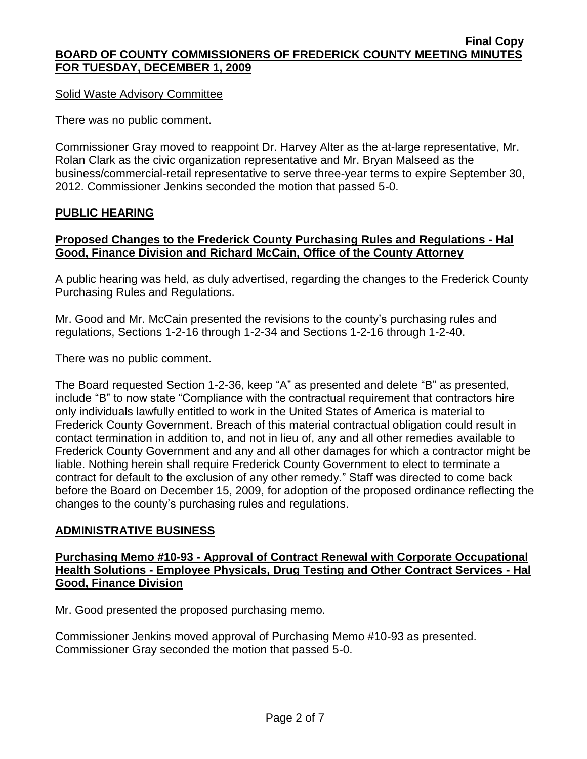Solid Waste Advisory Committee

There was no public comment.

Commissioner Gray moved to reappoint Dr. Harvey Alter as the at-large representative, Mr. Rolan Clark as the civic organization representative and Mr. Bryan Malseed as the business/commercial-retail representative to serve three-year terms to expire September 30, 2012. Commissioner Jenkins seconded the motion that passed 5-0.

## PUBLIC HEARING

### Proposed Changes to the Frederick County Purchasing Rules and Regulations - Hal Good, Finance Division and Richard McCain, Office of the County Attorney

A public hearing was held, as duly advertised, regarding the changes to the Frederick County Purchasing Rules and Regulations.

Mr. Good and Mr. McCain presented the revisions to the county's purchasing rules and regulations, Sections 1-2-16 through 1-2-34 and Sections 1-2-16 through 1-2-40.

There was no public comment.

The Board requested Section 1-2-36, keep "A" as presented and delete "B" as presented, include "B" to now state "Compliance with the contractual requirement that contractors hire only individuals lawfully entitled to work in the United States of America is material to Frederick County Government. Breach of this material contractual obligation could result in contact termination in addition to, and not in lieu of, any and all other remedies available to Frederick County Government and any and all other damages for which a contractor might be liable. Nothing herein shall require Frederick County Government to elect to terminate a contract for default to the exclusion of any other remedy." Staff was directed to come back before the Board on December 15, 2009, for adoption of the proposed ordinance reflecting the changes to the county's purchasing rules and regulations.

## ADMINISTRATIVE BUSINESS

### Purchasing Memo #10-93 - Approval of Contract Renewal with Corporate Occupational Health Solutions - Employee Physicals, Drug Testing and Other Contract Services - Hal Good, Finance Division

Mr. Good presented the proposed purchasing memo.

Commissioner Jenkins moved approval of Purchasing Memo #10-93 as presented. Commissioner Gray seconded the motion that passed 5-0.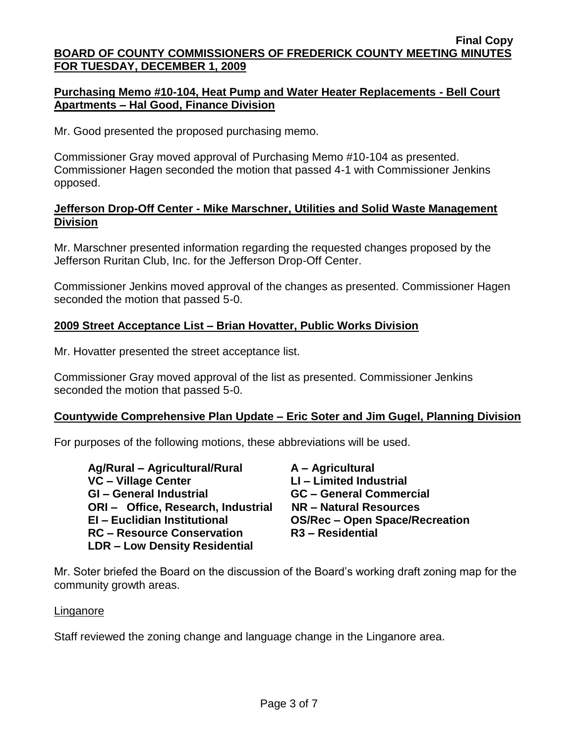### Purchasing Memo #10-104, Heat Pump and Water Heater Replacements - Bell Court Apartments – Hal Good, Finance Division

Mr. Good presented the proposed purchasing memo.

Commissioner Gray moved approval of Purchasing Memo #10-104 as presented. Commissioner Hagen seconded the motion that passed 4-1 with Commissioner Jenkins opposed.

### Jefferson Drop-Off Center - Mike Marschner, Utilities and Solid Waste Management Division

Mr. Marschner presented information regarding the requested changes proposed by the Jefferson Ruritan Club, Inc. for the Jefferson Drop-Off Center.

Commissioner Jenkins moved approval of the changes as presented. Commissioner Hagen seconded the motion that passed 5-0.

### 2009 Street Acceptance List – Brian Hovatter, Public Works Division

Mr. Hovatter presented the street acceptance list.

Commissioner Gray moved approval of the list as presented. Commissioner Jenkins seconded the motion that passed 5-0.

### Countywide Comprehensive Plan Update – Eric Soter and Jim Gugel, Planning Division

For purposes of the following motions, these abbreviations will be used.

**Ag/Rural – Agricultural/Rural**
**VC – Village Center**
**GI – General Industrial**
**ORI – Office, Research, Industrial**
**EI – Euclidian Institutional**
**RC – Resource Conservation**
**LDR – Low Density Residential**
**A – Agricultural**
**LI – Limited Industrial**
**GC – General Commercial**
**NR – Natural Resources**
**OS/Rec – Open Space/Recreation**
**R3 – Residential**

Mr. Soter briefed the Board on the discussion of the Board's working draft zoning map for the community growth areas.

Linganore

Staff reviewed the zoning change and language change in the Linganore area.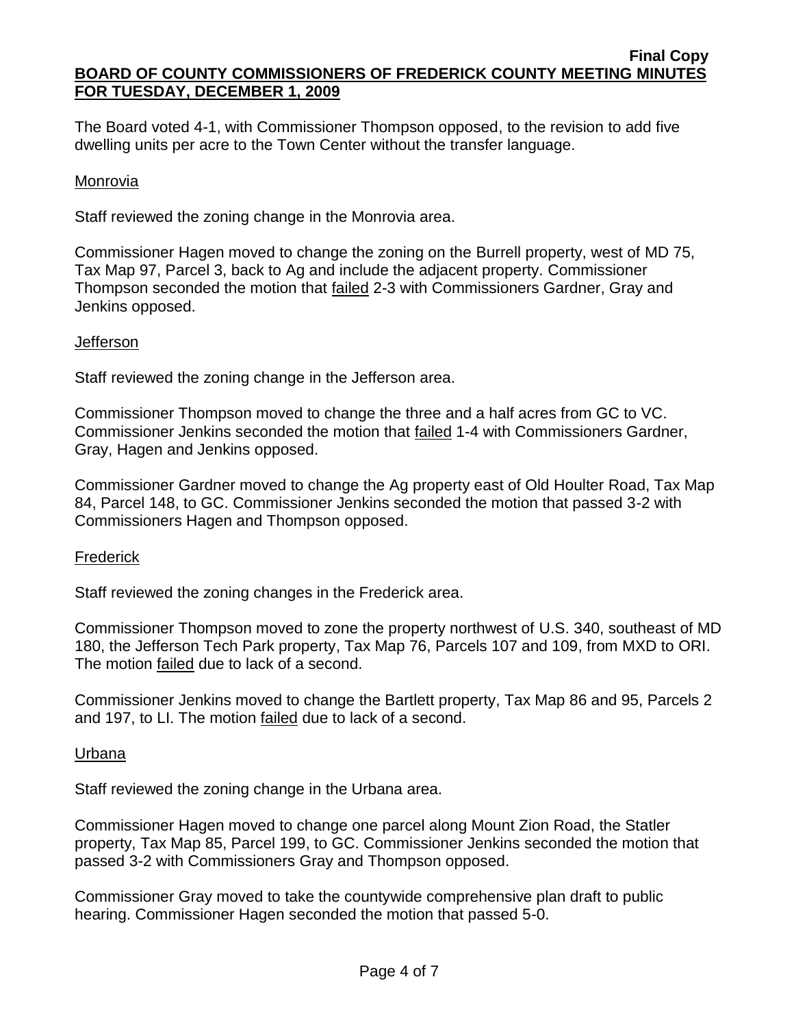The Board voted 4-1, with Commissioner Thompson opposed, to the revision to add five dwelling units per acre to the Town Center without the transfer language.

Monrovia

Staff reviewed the zoning change in the Monrovia area.

Commissioner Hagen moved to change the zoning on the Burrell property, west of MD 75, Tax Map 97, Parcel 3, back to Ag and include the adjacent property. Commissioner Thompson seconded the motion that failed 2-3 with Commissioners Gardner, Gray and Jenkins opposed.

Jefferson

Staff reviewed the zoning change in the Jefferson area.

Commissioner Thompson moved to change the three and a half acres from GC to VC. Commissioner Jenkins seconded the motion that failed 1-4 with Commissioners Gardner, Gray, Hagen and Jenkins opposed.

Commissioner Gardner moved to change the Ag property east of Old Houlter Road, Tax Map 84, Parcel 148, to GC. Commissioner Jenkins seconded the motion that passed 3-2 with Commissioners Hagen and Thompson opposed.

Frederick

Staff reviewed the zoning changes in the Frederick area.

Commissioner Thompson moved to zone the property northwest of U.S. 340, southeast of MD 180, the Jefferson Tech Park property, Tax Map 76, Parcels 107 and 109, from MXD to ORI. The motion failed due to lack of a second.

Commissioner Jenkins moved to change the Bartlett property, Tax Map 86 and 95, Parcels 2 and 197, to LI. The motion failed due to lack of a second.

Urbana

Staff reviewed the zoning change in the Urbana area.

Commissioner Hagen moved to change one parcel along Mount Zion Road, the Statler property, Tax Map 85, Parcel 199, to GC. Commissioner Jenkins seconded the motion that passed 3-2 with Commissioners Gray and Thompson opposed.

Commissioner Gray moved to take the countywide comprehensive plan draft to public hearing. Commissioner Hagen seconded the motion that passed 5-0.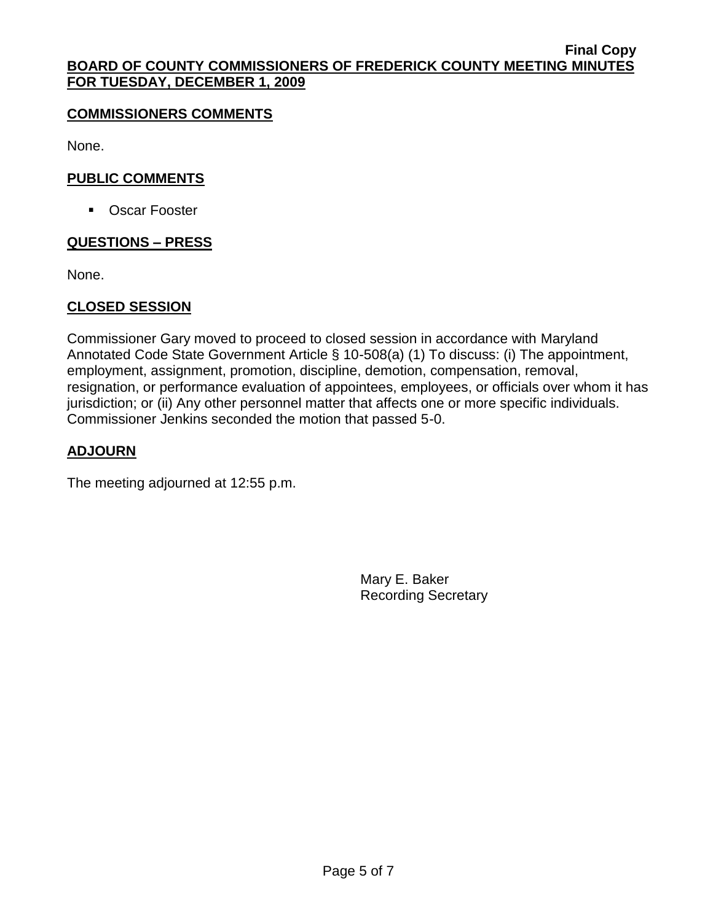## COMMISSIONERS COMMENTS

None.

## PUBLIC COMMENTS

- Oscar Fooster

## QUESTIONS – PRESS

None.

## CLOSED SESSION

Commissioner Gary moved to proceed to closed session in accordance with Maryland Annotated Code State Government Article § 10-508(a) (1) To discuss: (i) The appointment, employment, assignment, promotion, discipline, demotion, compensation, removal, resignation, or performance evaluation of appointees, employees, or officials over whom it has jurisdiction; or (ii) Any other personnel matter that affects one or more specific individuals. Commissioner Jenkins seconded the motion that passed 5-0.

## ADJOURN

The meeting adjourned at 12:55 p.m.

Mary E. Baker
Recording Secretary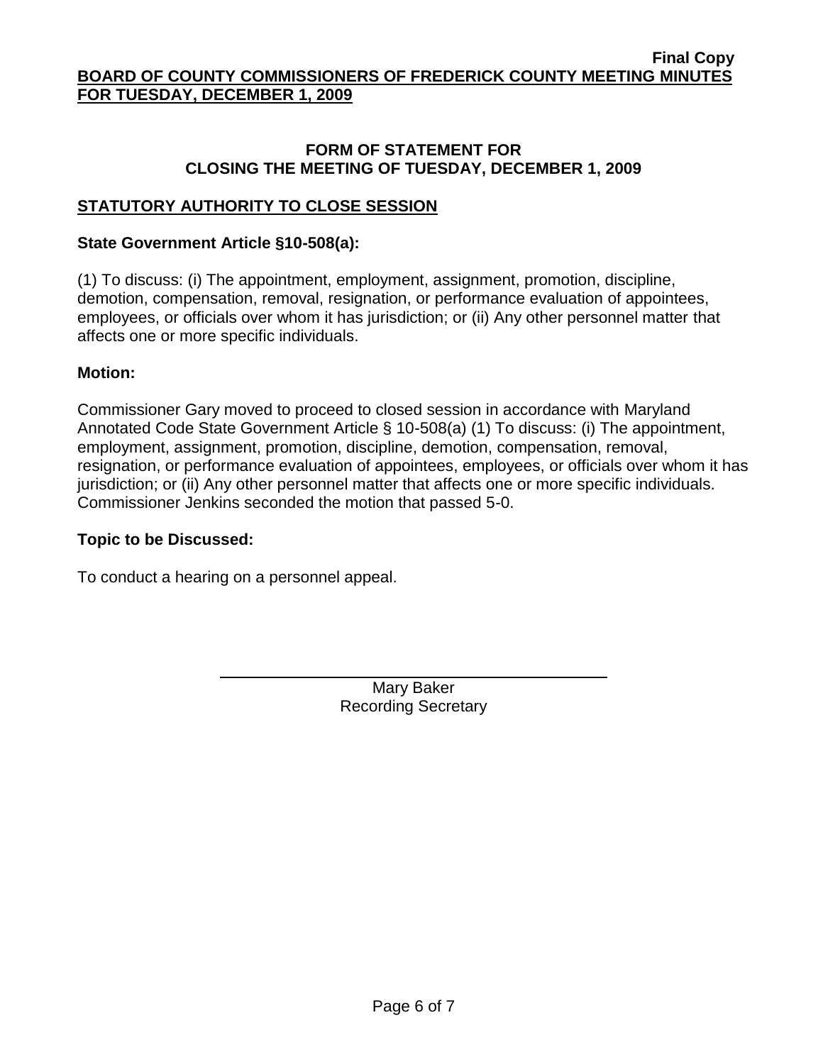**Final Copy**

**BOARD OF COUNTY COMMISSIONERS OF FREDERICK COUNTY MEETING MINUTES FOR TUESDAY, DECEMBER 1, 2009**

## FORM OF STATEMENT FOR CLOSING THE MEETING OF TUESDAY, DECEMBER 1, 2009

### STATUTORY AUTHORITY TO CLOSE SESSION

**State Government Article §10-508(a):**

(1) To discuss: (i) The appointment, employment, assignment, promotion, discipline, demotion, compensation, removal, resignation, or performance evaluation of appointees, employees, or officials over whom it has jurisdiction; or (ii) Any other personnel matter that affects one or more specific individuals.

**Motion:**

Commissioner Gary moved to proceed to closed session in accordance with Maryland Annotated Code State Government Article § 10-508(a) (1) To discuss: (i) The appointment, employment, assignment, promotion, discipline, demotion, compensation, removal, resignation, or performance evaluation of appointees, employees, or officials over whom it has jurisdiction; or (ii) Any other personnel matter that affects one or more specific individuals. Commissioner Jenkins seconded the motion that passed 5-0.

**Topic to be Discussed:**

To conduct a hearing on a personnel appeal.

Mary Baker
Recording Secretary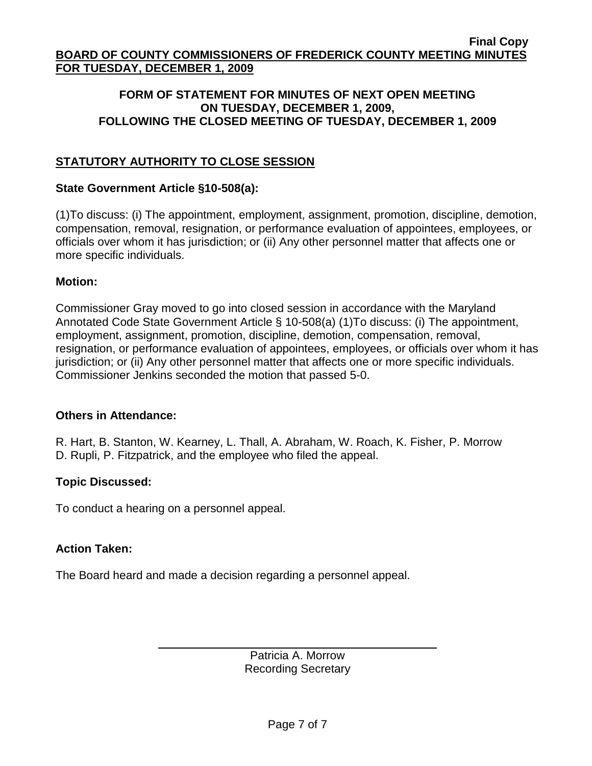**Final Copy**

**BOARD OF COUNTY COMMISSIONERS OF FREDERICK COUNTY MEETING MINUTES FOR TUESDAY, DECEMBER 1, 2009**

**FORM OF STATEMENT FOR MINUTES OF NEXT OPEN MEETING ON TUESDAY, DECEMBER 1, 2009, FOLLOWING THE CLOSED MEETING OF TUESDAY, DECEMBER 1, 2009**

## STATUTORY AUTHORITY TO CLOSE SESSION

### State Government Article §10-508(a):

(1)To discuss: (i) The appointment, employment, assignment, promotion, discipline, demotion, compensation, removal, resignation, or performance evaluation of appointees, employees, or officials over whom it has jurisdiction; or (ii) Any other personnel matter that affects one or more specific individuals.

### Motion:

Commissioner Gray moved to go into closed session in accordance with the Maryland Annotated Code State Government Article § 10-508(a) (1)To discuss: (i) The appointment, employment, assignment, promotion, discipline, demotion, compensation, removal, resignation, or performance evaluation of appointees, employees, or officials over whom it has jurisdiction; or (ii) Any other personnel matter that affects one or more specific individuals. Commissioner Jenkins seconded the motion that passed 5-0.

### Others in Attendance:

R. Hart, B. Stanton, W. Kearney, L. Thall, A. Abraham, W. Roach, K. Fisher, P. Morrow D. Rupli, P. Fitzpatrick, and the employee who filed the appeal.

### Topic Discussed:

To conduct a hearing on a personnel appeal.

### Action Taken:

The Board heard and made a decision regarding a personnel appeal.

Patricia A. Morrow
Recording Secretary